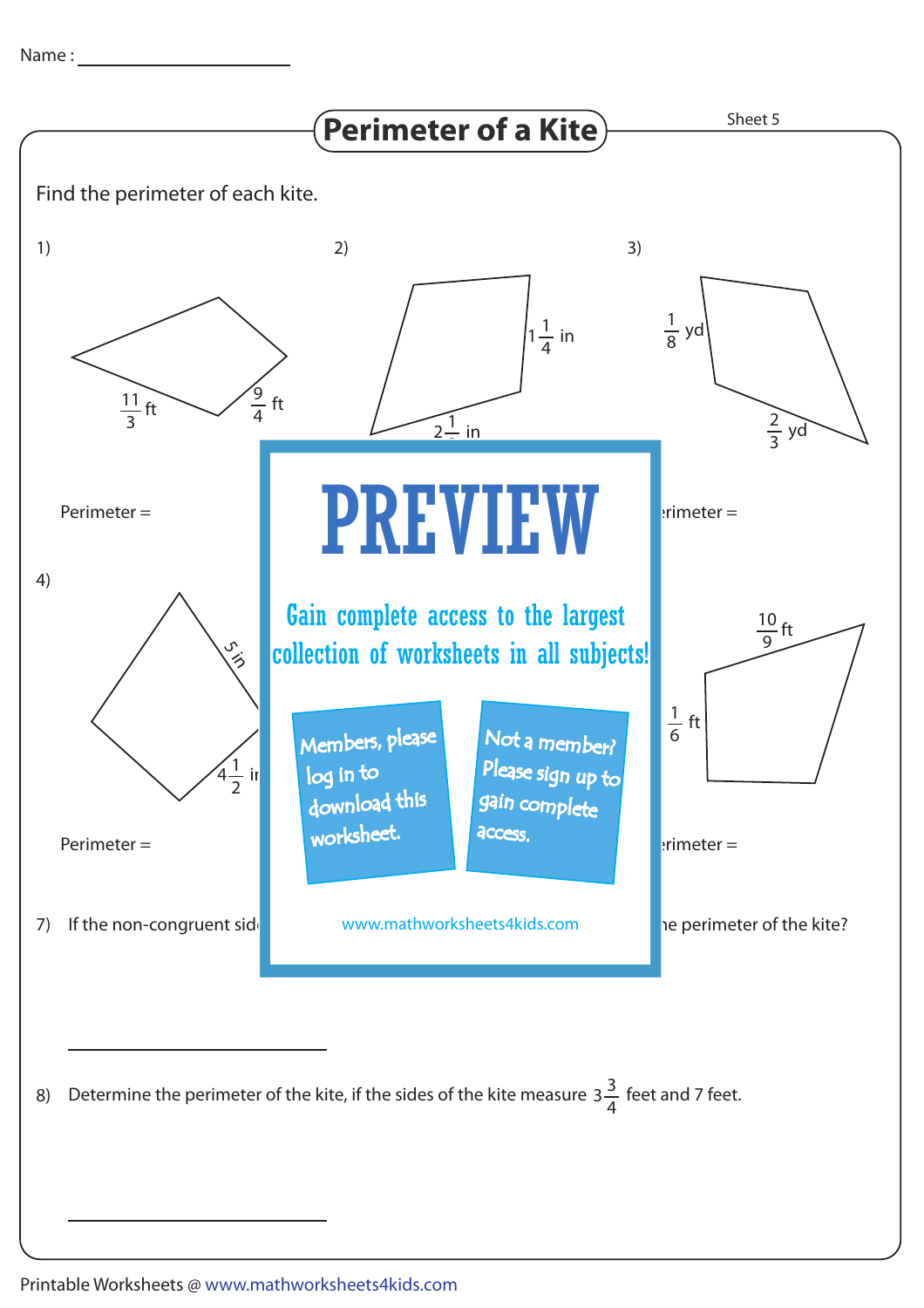Name : ______________________

# Perimeter of a Kite

Sheet 5

Find the perimeter of each kite.

1)

$\frac{11}{3}$ ft

$\frac{9}{4}$ ft

Perimeter =

2)

$1\frac{1}{4}$ in

$2\frac{1}{}$ in

3)

$\frac{1}{8}$ yd

$\frac{2}{3}$ yd

rimeter =

4)

5 in

$4\frac{1}{2}$ in

Perimeter =

$\frac{10}{9}$ ft

$\frac{1}{6}$ ft

rimeter =

**PREVIEW**

Gain complete access to the largest collection of worksheets in all subjects!

Members, please log in to download this worksheet.

Not a member? Please sign up to gain complete access.

www.mathworksheets4kids.com

7) If the non-congruent sid... he perimeter of the kite?

______________________

8) Determine the perimeter of the kite, if the sides of the kite measure $3\frac{3}{4}$ feet and 7 feet.

______________________

Printable Worksheets @ www.mathworksheets4kids.com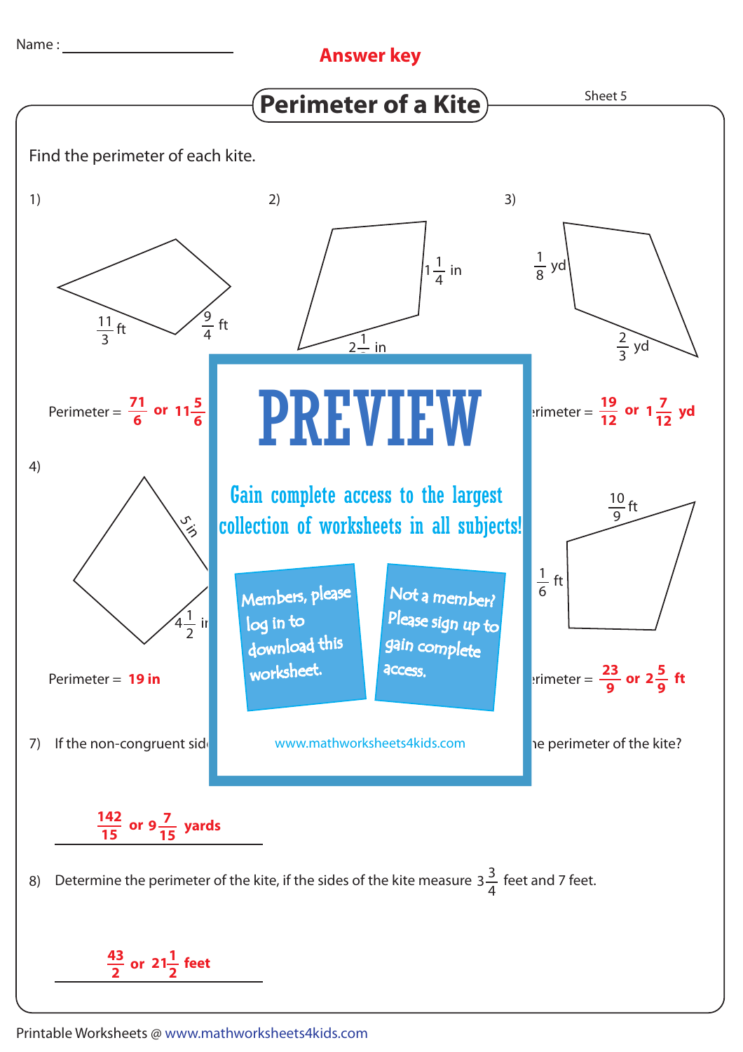Name : ______________________

**Answer key**

# Perimeter of a Kite

Sheet 5

Find the perimeter of each kite.

1)

$\frac{11}{3}$ ft

$\frac{9}{4}$ ft

Perimeter = $\frac{71}{6}$ or $11\frac{5}{6}$

2)

$1\frac{1}{4}$ in

$2\frac{1}{}$ in

3)

$\frac{1}{8}$ yd

$\frac{2}{3}$ yd

erimeter = $\frac{19}{12}$ or $1\frac{7}{12}$ yd

4)

5 in

$4\frac{1}{2}$ in

Perimeter = **19 in**

$\frac{10}{9}$ ft

$\frac{1}{6}$ ft

erimeter = $\frac{23}{9}$ or $2\frac{5}{9}$ ft

PREVIEW

Gain complete access to the largest collection of worksheets in all subjects!

Members, please log in to download this worksheet.

Not a member? Please sign up to gain complete access.

www.mathworksheets4kids.com

7) If the non-congruent sid ... e perimeter of the kite?

$\frac{142}{15}$ or $9\frac{7}{15}$ yards

8) Determine the perimeter of the kite, if the sides of the kite measure $3\frac{3}{4}$ feet and 7 feet.

$\frac{43}{2}$ or $21\frac{1}{2}$ feet

Printable Worksheets @ www.mathworksheets4kids.com